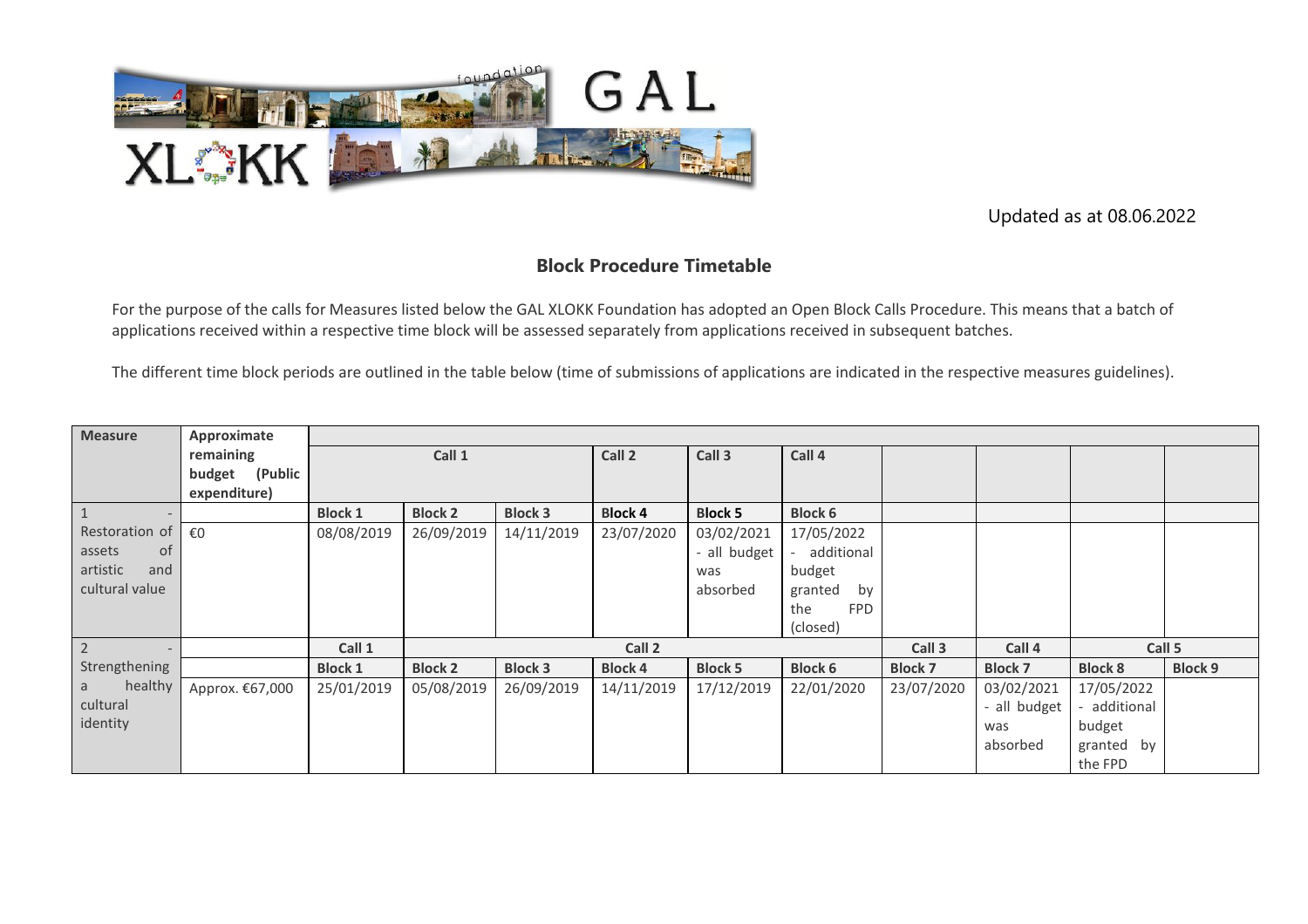GAL XLOKK foundation

Updated as at 08.06.2022

## Block Procedure Timetable

For the purpose of the calls for Measures listed below the GAL XLOKK Foundation has adopted an Open Block Calls Procedure. This means that a batch of applications received within a respective time block will be assessed separately from applications received in subsequent batches.

The different time block periods are outlined in the table below (time of submissions of applications are indicated in the respective measures guidelines).

| Measure | Approximate remaining budget (Public expenditure) | | | | | | | | | | |
|---|---|---|---|---|---|---|---|---|---|---|---|
| | | Call 1 | | | Call 2 | Call 3 | Call 4 | | | | |
| 1 - Restoration of assets of artistic and cultural value | | Block 1 | Block 2 | Block 3 | Block 4 | Block 5 | Block 6 | | | | |
| | €0 | 08/08/2019 | 26/09/2019 | 14/11/2019 | 23/07/2020 | 03/02/2021 - all budget was absorbed | 17/05/2022 - additional budget granted by the FPD (closed) | | | | |
| 2 - Strengthening a healthy cultural identity | | Call 1 | Call 2 | | | | | Call 3 | Call 4 | Call 5 | |
| | | Block 1 | Block 2 | Block 3 | Block 4 | Block 5 | Block 6 | Block 7 | Block 7 | Block 8 | Block 9 |
| | Approx. €67,000 | 25/01/2019 | 05/08/2019 | 26/09/2019 | 14/11/2019 | 17/12/2019 | 22/01/2020 | 23/07/2020 | 03/02/2021 - all budget was absorbed | 17/05/2022 - additional budget granted by the FPD | |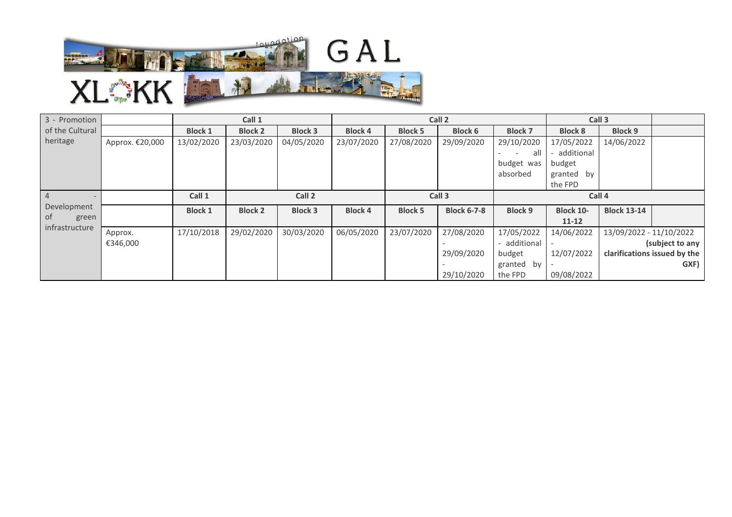| | | | | | | | | | | | |
|---|---|---|---|---|---|---|---|---|---|---|---|
| 3 - Promotion of the Cultural heritage | | Call 1 | | | Call 2 | | | | Call 3 | | |
| | | **Block 1** | **Block 2** | **Block 3** | **Block 4** | **Block 5** | **Block 6** | **Block 7** | **Block 8** | **Block 9** | |
| | Approx. €20,000 | 13/02/2020 | 23/03/2020 | 04/05/2020 | 23/07/2020 | 27/08/2020 | 29/09/2020 | 29/10/2020 - - all budget was absorbed | 17/05/2022 - additional budget granted by the FPD | 14/06/2022 | |
| 4 - Development of green infrastructure | | **Call 1** | Call 2 | | | Call 3 | | Call 4 | | | |
| | | **Block 1** | **Block 2** | **Block 3** | **Block 4** | **Block 5** | **Block 6-7-8** | **Block 9** | **Block 10-11-12** | **Block 13-14** | |
| | Approx. €346,000 | 17/10/2018 | 29/02/2020 | 30/03/2020 | 06/05/2020 | 23/07/2020 | 27/08/2020 - 29/09/2020 - 29/10/2020 | 17/05/2022 - additional budget granted by the FPD | 14/06/2022 - 12/07/2022 - 09/08/2022 | 13/09/2022 - 11/10/2022 **(subject to any clarifications issued by the GXF)** | |